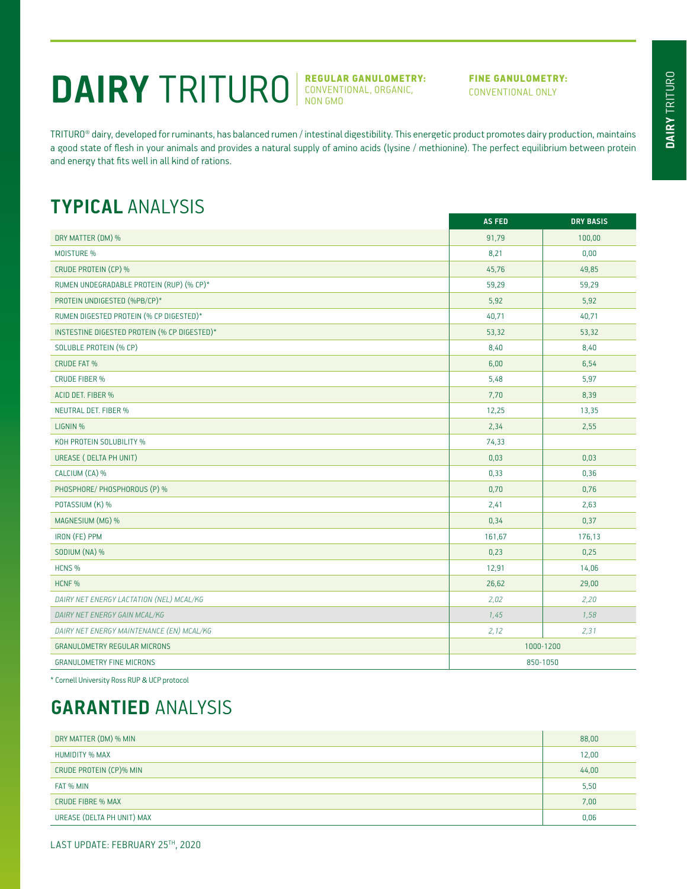# **DAIRY** TRITURO

**REGULAR GANULOMETRY:** CONVENTIONAL, ORGANIC, NON GMO

**FINE GANULOMETRY:** CONVENTIONAL ONLY

TRITURO® dairy, developed for ruminants, has balanced rumen / intestinal digestibility. This energetic product promotes dairy production, maintains a good state of flesh in your animals and provides a natural supply of amino acids (lysine / methionine). The perfect equilibrium between protein and energy that fits well in all kind of rations.

## **TYPICAL** ANALYSIS

| | AS FED | DRY BASIS |
|---|---|---|
| DRY MATTER (DM) % | 91,79 | 100,00 |
| MOISTURE % | 8,21 | 0,00 |
| CRUDE PROTEIN (CP) % | 45,76 | 49,85 |
| RUMEN UNDEGRADABLE PROTEIN (RUP) (% CP)* | 59,29 | 59,29 |
| PROTEIN UNDIGESTED (%PB/CP)* | 5,92 | 5,92 |
| RUMEN DIGESTED PROTEIN (% CP DIGESTED)* | 40,71 | 40,71 |
| INSTESTINE DIGESTED PROTEIN (% CP DIGESTED)* | 53,32 | 53,32 |
| SOLUBLE PROTEIN (% CP) | 8,40 | 8,40 |
| CRUDE FAT % | 6,00 | 6,54 |
| CRUDE FIBER % | 5,48 | 5,97 |
| ACID DET. FIBER % | 7,70 | 8,39 |
| NEUTRAL DET. FIBER % | 12,25 | 13,35 |
| LIGNIN % | 2,34 | 2,55 |
| KOH PROTEIN SOLUBILITY % | 74,33 | |
| UREASE ( DELTA PH UNIT) | 0,03 | 0,03 |
| CALCIUM (CA) % | 0,33 | 0,36 |
| PHOSPHORE/ PHOSPHOROUS (P) % | 0,70 | 0,76 |
| POTASSIUM (K) % | 2,41 | 2,63 |
| MAGNESIUM (MG) % | 0,34 | 0,37 |
| IRON (FE) PPM | 161,67 | 176,13 |
| SODIUM (NA) % | 0,23 | 0,25 |
| HCNS % | 12,91 | 14,06 |
| HCNF % | 26,62 | 29,00 |
| *DAIRY NET ENERGY LACTATION (NEL) MCAL/KG* | *2,02* | *2,20* |
| *DAIRY NET ENERGY GAIN MCAL/KG* | *1,45* | *1,58* |
| *DAIRY NET ENERGY MAINTENANCE (EN) MCAL/KG* | *2,12* | *2,31* |
| GRANULOMETRY REGULAR MICRONS | 1000-1200 | |
| GRANULOMETRY FINE MICRONS | 850-1050 | |

\* Cornell University Ross RUP & UCP protocol

## **GARANTIED** ANALYSIS

| | |
|---|---|
| DRY MATTER (DM) % MIN | 88,00 |
| HUMIDITY % MAX | 12,00 |
| CRUDE PROTEIN (CP)% MIN | 44,00 |
| FAT % MIN | 5,50 |
| CRUDE FIBRE % MAX | 7,00 |
| UREASE (DELTA PH UNIT) MAX | 0,06 |

LAST UPDATE: FEBRUARY 25TH, 2020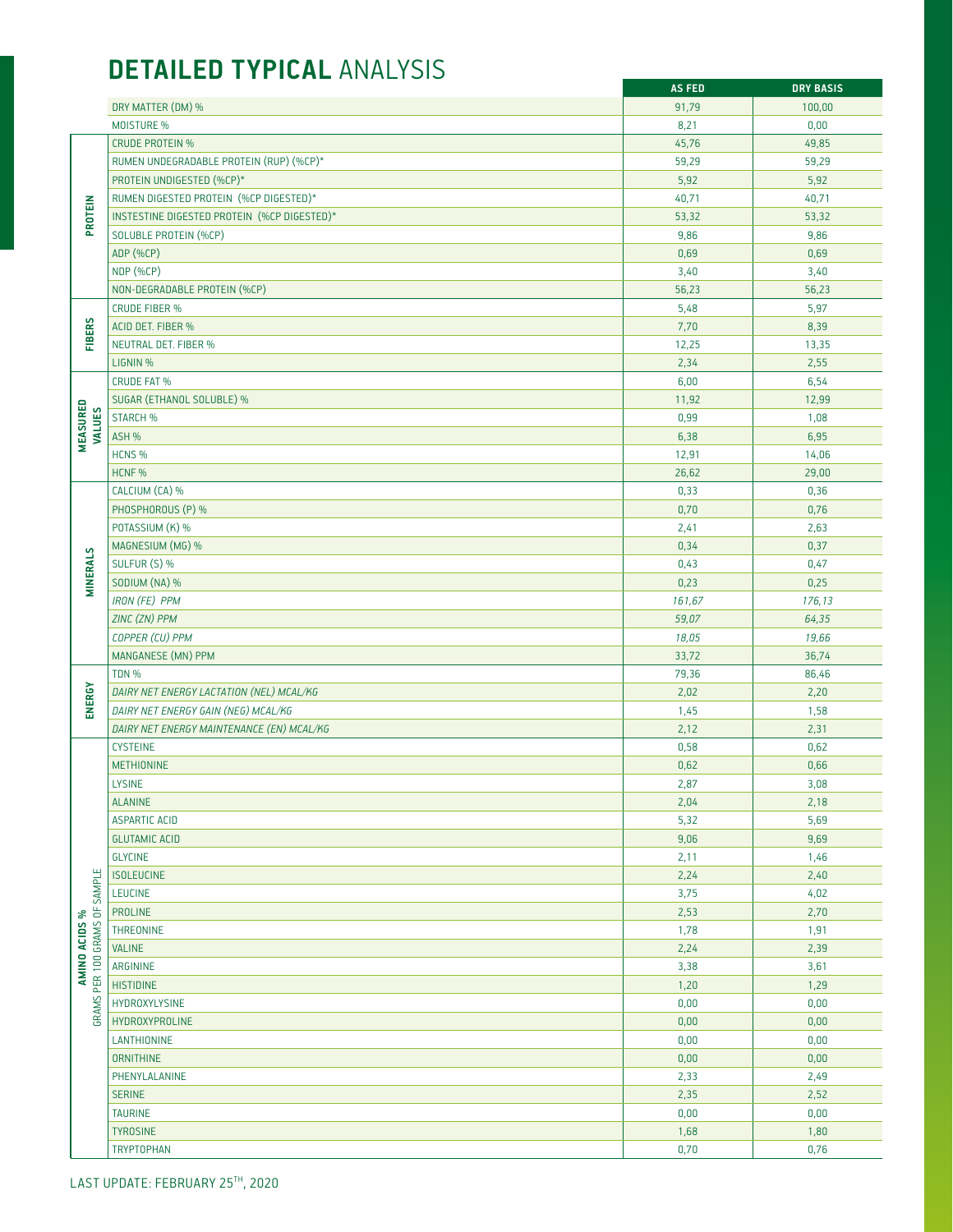## **DETAILED TYPICAL** ANALYSIS

| | | AS FED | DRY BASIS |
|---|---|---|---|
| | DRY MATTER (DM) % | 91,79 | 100,00 |
| | MOISTURE % | 8,21 | 0,00 |
| **PROTEIN** | CRUDE PROTEIN % | 45,76 | 49,85 |
| | RUMEN UNDEGRADABLE PROTEIN (RUP) (%CP)* | 59,29 | 59,29 |
| | PROTEIN UNDIGESTED (%CP)* | 5,92 | 5,92 |
| | RUMEN DIGESTED PROTEIN (%CP DIGESTED)* | 40,71 | 40,71 |
| | INSTESTINE DIGESTED PROTEIN (%CP DIGESTED)* | 53,32 | 53,32 |
| | SOLUBLE PROTEIN (%CP) | 9,86 | 9,86 |
| | ADP (%CP) | 0,69 | 0,69 |
| | NDP (%CP) | 3,40 | 3,40 |
| | NON-DEGRADABLE PROTEIN (%CP) | 56,23 | 56,23 |
| **FIBERS** | CRUDE FIBER % | 5,48 | 5,97 |
| | ACID DET. FIBER % | 7,70 | 8,39 |
| | NEUTRAL DET. FIBER % | 12,25 | 13,35 |
| | LIGNIN % | 2,34 | 2,55 |
| **MEASURED VALUES** | CRUDE FAT % | 6,00 | 6,54 |
| | SUGAR (ETHANOL SOLUBLE) % | 11,92 | 12,99 |
| | STARCH % | 0,99 | 1,08 |
| | ASH % | 6,38 | 6,95 |
| | HCNS % | 12,91 | 14,06 |
| | HCNF % | 26,62 | 29,00 |
| **MINERALS** | CALCIUM (CA) % | 0,33 | 0,36 |
| | PHOSPHOROUS (P) % | 0,70 | 0,76 |
| | POTASSIUM (K) % | 2,41 | 2,63 |
| | MAGNESIUM (MG) % | 0,34 | 0,37 |
| | SULFUR (S) % | 0,43 | 0,47 |
| | SODIUM (NA) % | 0,23 | 0,25 |
| | *IRON (FE) PPM* | *161,67* | *176,13* |
| | *ZINC (ZN) PPM* | *59,07* | *64,35* |
| | *COPPER (CU) PPM* | *18,05* | *19,66* |
| | MANGANESE (MN) PPM | 33,72 | 36,74 |
| **ENERGY** | TDN % | 79,36 | 86,46 |
| | *DAIRY NET ENERGY LACTATION (NEL) MCAL/KG* | 2,02 | 2,20 |
| | *DAIRY NET ENERGY GAIN (NEG) MCAL/KG* | 1,45 | 1,58 |
| | *DAIRY NET ENERGY MAINTENANCE (EN) MCAL/KG* | 2,12 | 2,31 |
| **AMINO ACIDS %** GRAMS PER 100 GRAMS OF SAMPLE | CYSTEINE | 0,58 | 0,62 |
| | METHIONINE | 0,62 | 0,66 |
| | LYSINE | 2,87 | 3,08 |
| | ALANINE | 2,04 | 2,18 |
| | ASPARTIC ACID | 5,32 | 5,69 |
| | GLUTAMIC ACID | 9,06 | 9,69 |
| | GLYCINE | 2,11 | 1,46 |
| | ISOLEUCINE | 2,24 | 2,40 |
| | LEUCINE | 3,75 | 4,02 |
| | PROLINE | 2,53 | 2,70 |
| | THREONINE | 1,78 | 1,91 |
| | VALINE | 2,24 | 2,39 |
| | ARGININE | 3,38 | 3,61 |
| | HISTIDINE | 1,20 | 1,29 |
| | HYDROXYLYSINE | 0,00 | 0,00 |
| | HYDROXYPROLINE | 0,00 | 0,00 |
| | LANTHIONINE | 0,00 | 0,00 |
| | ORNITHINE | 0,00 | 0,00 |
| | PHENYLALANINE | 2,33 | 2,49 |
| | SERINE | 2,35 | 2,52 |
| | TAURINE | 0,00 | 0,00 |
| | TYROSINE | 1,68 | 1,80 |
| | TRYPTOPHAN | 0,70 | 0,76 |

LAST UPDATE: FEBRUARY 25TH, 2020